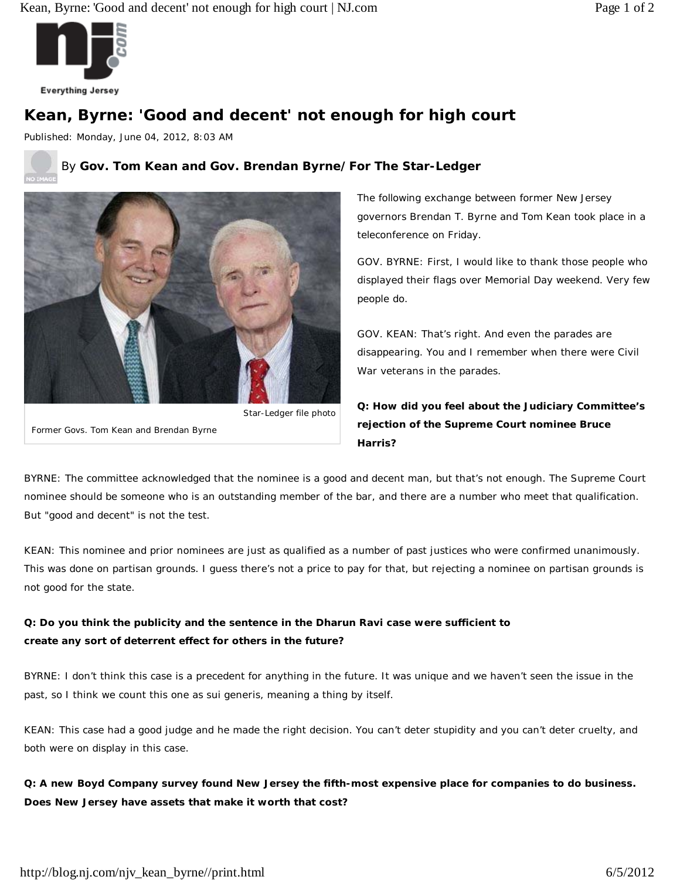# Kean, Byrne: 'Good and decent' not enough for high court

Published: Monday, June 04, 2012, 8:03 AM

By **Gov. Tom Kean and Gov. Brendan Byrne/For The Star-Ledger**

Star-Ledger file photo

Former Govs. Tom Kean and Brendan Byrne

The following exchange between former New Jersey governors Brendan T. Byrne and Tom Kean took place in a teleconference on Friday.

GOV. BYRNE: First, I would like to thank those people who displayed their flags over Memorial Day weekend. Very few people do.

GOV. KEAN: That's right. And even the parades are disappearing. You and I remember when there were Civil War veterans in the parades.

**Q: How did you feel about the Judiciary Committee's rejection of the Supreme Court nominee Bruce Harris?**

BYRNE: The committee acknowledged that the nominee is a good and decent man, but that's not enough. The Supreme Court nominee should be someone who is an outstanding member of the bar, and there are a number who meet that qualification. But "good and decent" is not the test.

KEAN: This nominee and prior nominees are just as qualified as a number of past justices who were confirmed unanimously. This was done on partisan grounds. I guess there's not a price to pay for that, but rejecting a nominee on partisan grounds is not good for the state.

**Q: Do you think the publicity and the sentence in the Dharun Ravi case were sufficient to create any sort of deterrent effect for others in the future?**

BYRNE: I don't think this case is a precedent for anything in the future. It was unique and we haven't seen the issue in the past, so I think we count this one as sui generis, meaning a thing by itself.

KEAN: This case had a good judge and he made the right decision. You can't deter stupidity and you can't deter cruelty, and both were on display in this case.

**Q: A new Boyd Company survey found New Jersey the fifth-most expensive place for companies to do business. Does New Jersey have assets that make it worth that cost?**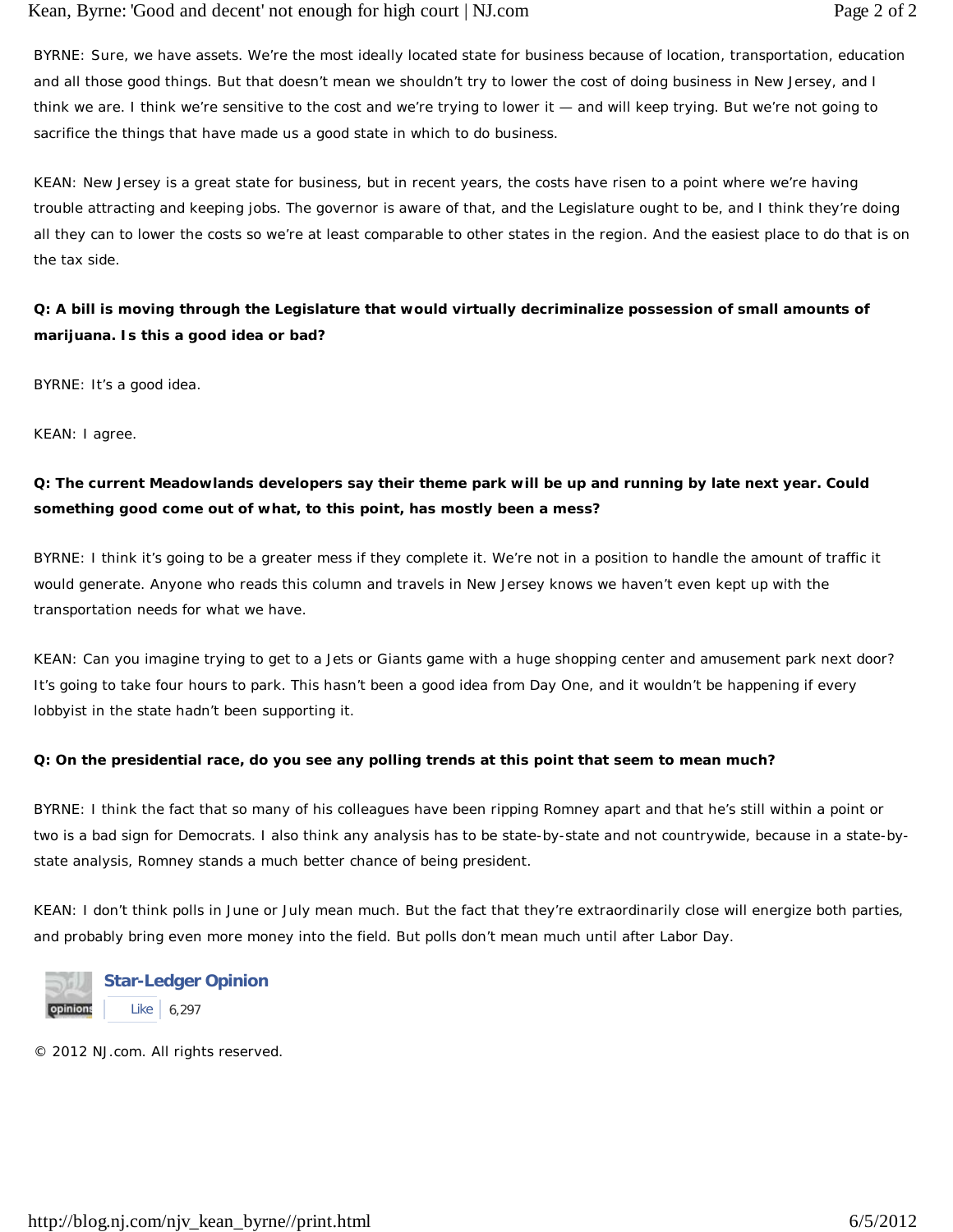BYRNE: Sure, we have assets. We're the most ideally located state for business because of location, transportation, education and all those good things. But that doesn't mean we shouldn't try to lower the cost of doing business in New Jersey, and I think we are. I think we're sensitive to the cost and we're trying to lower it — and will keep trying. But we're not going to sacrifice the things that have made us a good state in which to do business.

KEAN: New Jersey is a great state for business, but in recent years, the costs have risen to a point where we're having trouble attracting and keeping jobs. The governor is aware of that, and the Legislature ought to be, and I think they're doing all they can to lower the costs so we're at least comparable to other states in the region. And the easiest place to do that is on the tax side.

**Q: A bill is moving through the Legislature that would virtually decriminalize possession of small amounts of marijuana. Is this a good idea or bad?**

BYRNE: It's a good idea.

KEAN: I agree.

**Q: The current Meadowlands developers say their theme park will be up and running by late next year. Could something good come out of what, to this point, has mostly been a mess?**

BYRNE: I think it's going to be a greater mess if they complete it. We're not in a position to handle the amount of traffic it would generate. Anyone who reads this column and travels in New Jersey knows we haven't even kept up with the transportation needs for what we have.

KEAN: Can you imagine trying to get to a Jets or Giants game with a huge shopping center and amusement park next door? It's going to take four hours to park. This hasn't been a good idea from Day One, and it wouldn't be happening if every lobbyist in the state hadn't been supporting it.

**Q: On the presidential race, do you see any polling trends at this point that seem to mean much?**

BYRNE: I think the fact that so many of his colleagues have been ripping Romney apart and that he's still within a point or two is a bad sign for Democrats. I also think any analysis has to be state-by-state and not countrywide, because in a state-by-state analysis, Romney stands a much better chance of being president.

KEAN: I don't think polls in June or July mean much. But the fact that they're extraordinarily close will energize both parties, and probably bring even more money into the field. But polls don't mean much until after Labor Day.

**Star-Ledger Opinion**

Like 6,297

© 2012 NJ.com. All rights reserved.